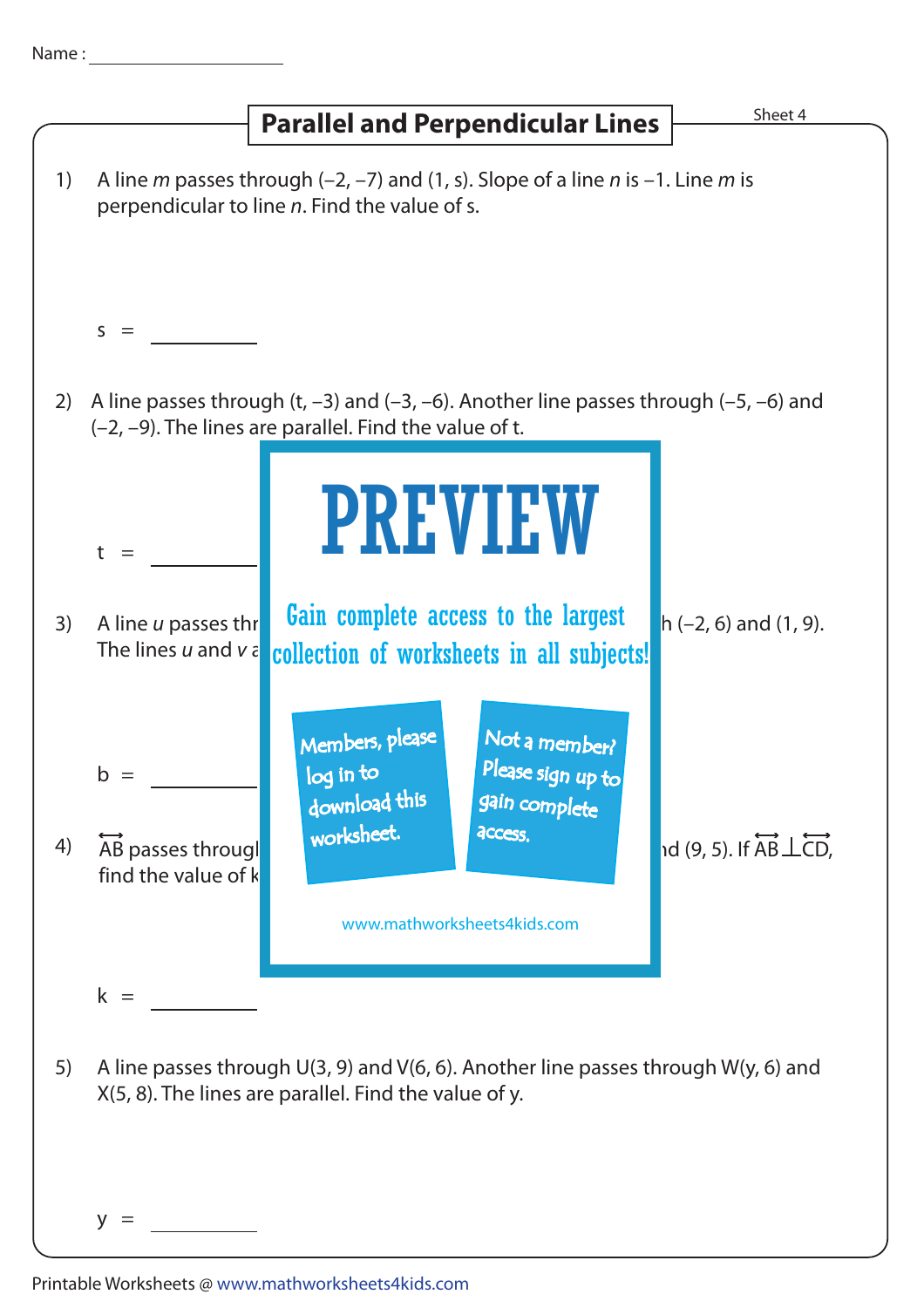Name :

# Parallel and Perpendicular Lines

Sheet 4

1) A line *m* passes through (–2, –7) and (1, s). Slope of a line *n* is –1. Line *m* is perpendicular to line *n*. Find the value of s.

s = ________

2) A line passes through (t, –3) and (–3, –6). Another line passes through (–5, –6) and (–2, –9). The lines are parallel. Find the value of t.

t = ________

3) A line *u* passes thr h (–2, 6) and (1, 9). The lines *u* and *v* a

b = ________

4) $\overleftrightarrow{AB}$ passes througl nd (9, 5). If $\overleftrightarrow{AB} \perp \overleftrightarrow{CD}$, find the value of k

k = ________

5) A line passes through U(3, 9) and V(6, 6). Another line passes through W(y, 6) and X(5, 8). The lines are parallel. Find the value of y.

y = ________

PREVIEW

Gain complete access to the largest collection of worksheets in all subjects!

Members, please log in to download this worksheet.

Not a member? Please sign up to gain complete access.

www.mathworksheets4kids.com

Printable Worksheets @ www.mathworksheets4kids.com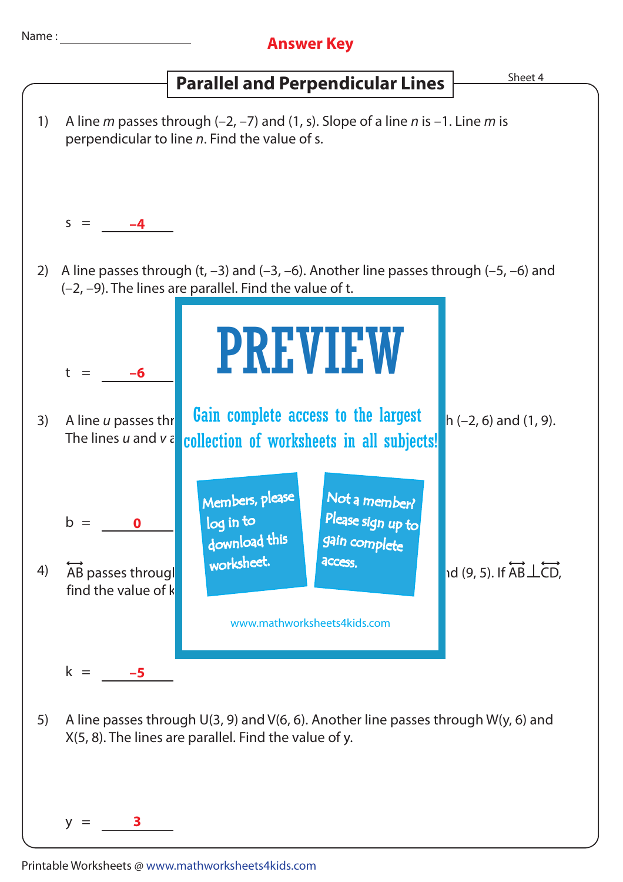Name : ____________________

**Answer Key**

# Parallel and Perpendicular Lines

Sheet 4

1) A line *m* passes through (–2, –7) and (1, s). Slope of a line *n* is –1. Line *m* is perpendicular to line *n*. Find the value of s.

s = **–4**

2) A line passes through (t, –3) and (–3, –6). Another line passes through (–5, –6) and (–2, –9). The lines are parallel. Find the value of t.

t = **–6**

3) A line *u* passes thr h (–2, 6) and (1, 9). The lines *u* and *v* a

PREVIEW

Gain complete access to the largest collection of worksheets in all subjects!

Members, please log in to download this worksheet.

Not a member? Please sign up to gain complete access.

www.mathworksheets4kids.com

b = **0**

4) $\overleftrightarrow{AB}$ passes througl nd (9, 5). If $\overleftrightarrow{AB} \perp \overleftrightarrow{CD}$, find the value of k

k = **–5**

5) A line passes through U(3, 9) and V(6, 6). Another line passes through W(y, 6) and X(5, 8). The lines are parallel. Find the value of y.

y = **3**

Printable Worksheets @ www.mathworksheets4kids.com